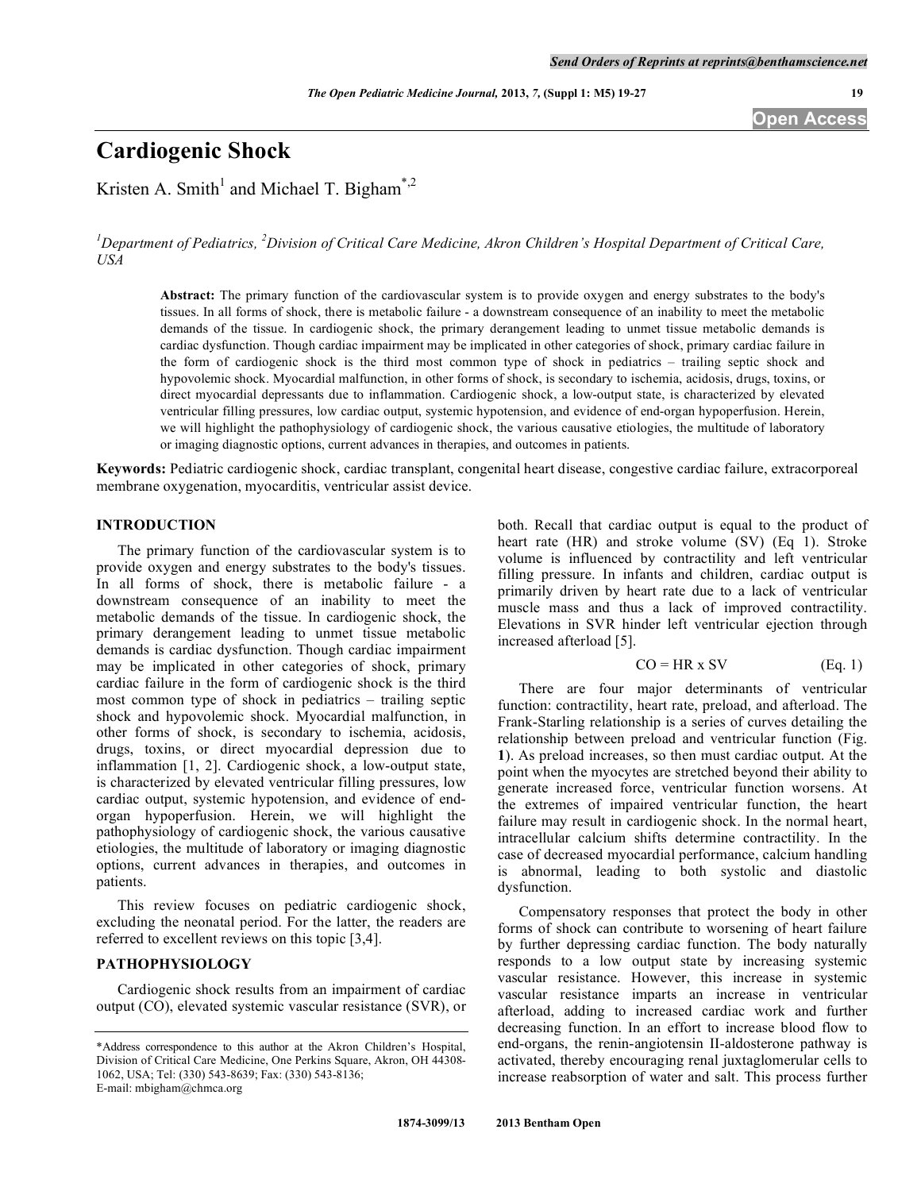# Cardiogenic Shock

Kristen A. Smith[1] and Michael T. Bigham[*,2]

[1]Department of Pediatrics, [2]Division of Critical Care Medicine, Akron Children's Hospital Department of Critical Care, USA

**Abstract:** The primary function of the cardiovascular system is to provide oxygen and energy substrates to the body's tissues. In all forms of shock, there is metabolic failure - a downstream consequence of an inability to meet the metabolic demands of the tissue. In cardiogenic shock, the primary derangement leading to unmet tissue metabolic demands is cardiac dysfunction. Though cardiac impairment may be implicated in other categories of shock, primary cardiac failure in the form of cardiogenic shock is the third most common type of shock in pediatrics – trailing septic shock and hypovolemic shock. Myocardial malfunction, in other forms of shock, is secondary to ischemia, acidosis, drugs, toxins, or direct myocardial depressants due to inflammation. Cardiogenic shock, a low-output state, is characterized by elevated ventricular filling pressures, low cardiac output, systemic hypotension, and evidence of end-organ hypoperfusion. Herein, we will highlight the pathophysiology of cardiogenic shock, the various causative etiologies, the multitude of laboratory or imaging diagnostic options, current advances in therapies, and outcomes in patients.

**Keywords:** Pediatric cardiogenic shock, cardiac transplant, congenital heart disease, congestive cardiac failure, extracorporeal membrane oxygenation, myocarditis, ventricular assist device.

## INTRODUCTION

The primary function of the cardiovascular system is to provide oxygen and energy substrates to the body's tissues. In all forms of shock, there is metabolic failure - a downstream consequence of an inability to meet the metabolic demands of the tissue. In cardiogenic shock, the primary derangement leading to unmet tissue metabolic demands is cardiac dysfunction. Though cardiac impairment may be implicated in other categories of shock, primary cardiac failure in the form of cardiogenic shock is the third most common type of shock in pediatrics – trailing septic shock and hypovolemic shock. Myocardial malfunction, in other forms of shock, is secondary to ischemia, acidosis, drugs, toxins, or direct myocardial depression due to inflammation [1, 2]. Cardiogenic shock, a low-output state, is characterized by elevated ventricular filling pressures, low cardiac output, systemic hypotension, and evidence of end-organ hypoperfusion. Herein, we will highlight the pathophysiology of cardiogenic shock, the various causative etiologies, the multitude of laboratory or imaging diagnostic options, current advances in therapies, and outcomes in patients.

This review focuses on pediatric cardiogenic shock, excluding the neonatal period. For the latter, the readers are referred to excellent reviews on this topic [3,4].

## PATHOPHYSIOLOGY

Cardiogenic shock results from an impairment of cardiac output (CO), elevated systemic vascular resistance (SVR), or both. Recall that cardiac output is equal to the product of heart rate (HR) and stroke volume (SV) (Eq 1). Stroke volume is influenced by contractility and left ventricular filling pressure. In infants and children, cardiac output is primarily driven by heart rate due to a lack of ventricular muscle mass and thus a lack of improved contractility. Elevations in SVR hinder left ventricular ejection through increased afterload [5].

$$CO = HR \times SV \qquad \text{(Eq. 1)}$$

There are four major determinants of ventricular function: contractility, heart rate, preload, and afterload. The Frank-Starling relationship is a series of curves detailing the relationship between preload and ventricular function (Fig. **1**). As preload increases, so then must cardiac output. At the point when the myocytes are stretched beyond their ability to generate increased force, ventricular function worsens. At the extremes of impaired ventricular function, the heart failure may result in cardiogenic shock. In the normal heart, intracellular calcium shifts determine contractility. In the case of decreased myocardial performance, calcium handling is abnormal, leading to both systolic and diastolic dysfunction.

Compensatory responses that protect the body in other forms of shock can contribute to worsening of heart failure by further depressing cardiac function. The body naturally responds to a low output state by increasing systemic vascular resistance. However, this increase in systemic vascular resistance imparts an increase in ventricular afterload, adding to increased cardiac work and further decreasing function. In an effort to increase blood flow to end-organs, the renin-angiotensin II-aldosterone pathway is activated, thereby encouraging renal juxtaglomerular cells to increase reabsorption of water and salt. This process further

*Address correspondence to this author at the Akron Children's Hospital, Division of Critical Care Medicine, One Perkins Square, Akron, OH 44308-1062, USA; Tel: (330) 543-8639; Fax: (330) 543-8136; E-mail: mbigham@chmca.org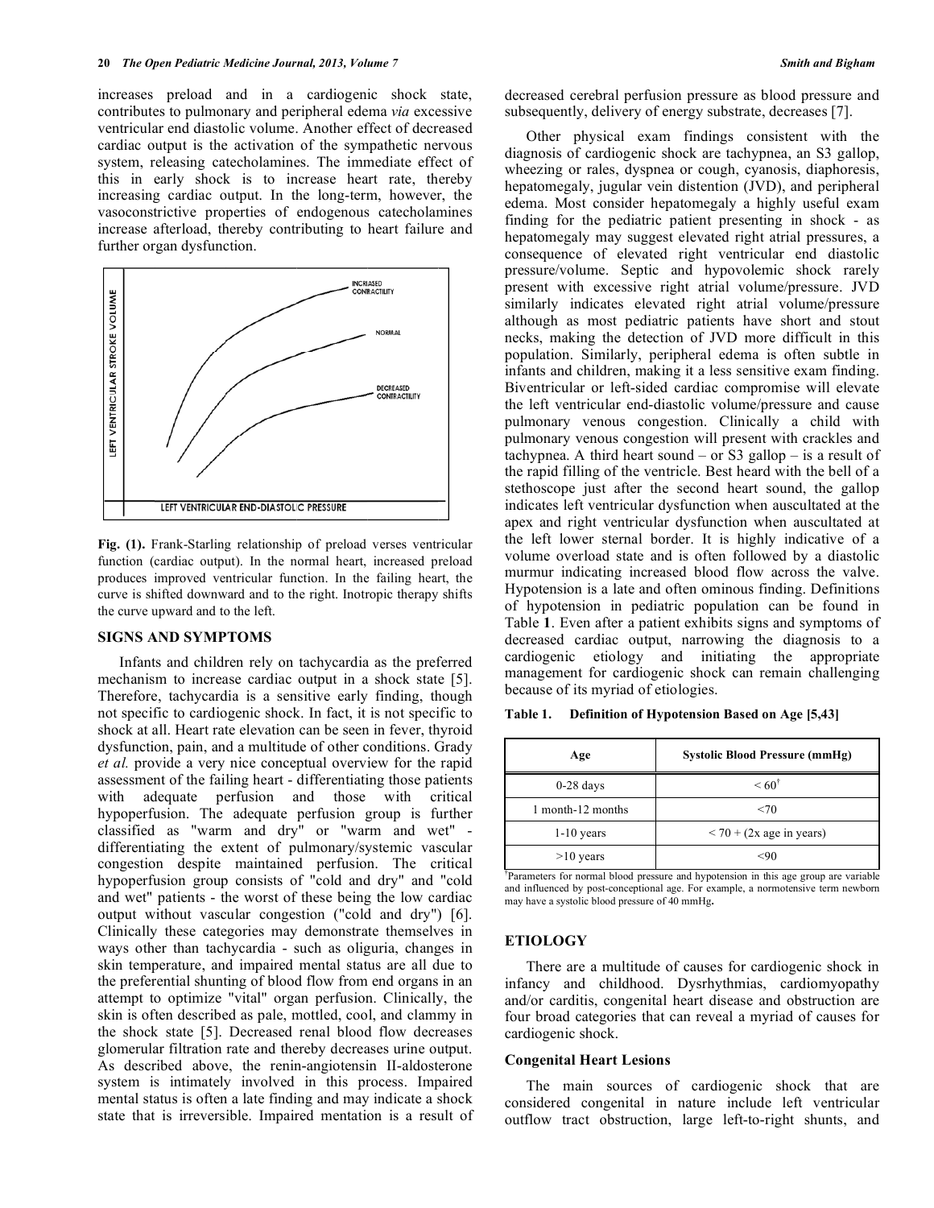increases preload and in a cardiogenic shock state, contributes to pulmonary and peripheral edema *via* excessive ventricular end diastolic volume. Another effect of decreased cardiac output is the activation of the sympathetic nervous system, releasing catecholamines. The immediate effect of this in early shock is to increase heart rate, thereby increasing cardiac output. In the long-term, however, the vasoconstrictive properties of endogenous catecholamines increase afterload, thereby contributing to heart failure and further organ dysfunction.

**Fig. (1).** Frank-Starling relationship of preload verses ventricular function (cardiac output). In the normal heart, increased preload produces improved ventricular function. In the failing heart, the curve is shifted downward and to the right. Inotropic therapy shifts the curve upward and to the left.

## SIGNS AND SYMPTOMS

Infants and children rely on tachycardia as the preferred mechanism to increase cardiac output in a shock state [5]. Therefore, tachycardia is a sensitive early finding, though not specific to cardiogenic shock. In fact, it is not specific to shock at all. Heart rate elevation can be seen in fever, thyroid dysfunction, pain, and a multitude of other conditions. Grady *et al.* provide a very nice conceptual overview for the rapid assessment of the failing heart - differentiating those patients with adequate perfusion and those with critical hypoperfusion. The adequate perfusion group is further classified as "warm and dry" or "warm and wet" - differentiating the extent of pulmonary/systemic vascular congestion despite maintained perfusion. The critical hypoperfusion group consists of "cold and dry" and "cold and wet" patients - the worst of these being the low cardiac output without vascular congestion ("cold and dry") [6]. Clinically these categories may demonstrate themselves in ways other than tachycardia - such as oliguria, changes in skin temperature, and impaired mental status are all due to the preferential shunting of blood flow from end organs in an attempt to optimize "vital" organ perfusion. Clinically, the skin is often described as pale, mottled, cool, and clammy in the shock state [5]. Decreased renal blood flow decreases glomerular filtration rate and thereby decreases urine output. As described above, the renin-angiotensin II-aldosterone system is intimately involved in this process. Impaired mental status is often a late finding and may indicate a shock state that is irreversible. Impaired mentation is a result of decreased cerebral perfusion pressure as blood pressure and subsequently, delivery of energy substrate, decreases [7].

Other physical exam findings consistent with the diagnosis of cardiogenic shock are tachypnea, an S3 gallop, wheezing or rales, dyspnea or cough, cyanosis, diaphoresis, hepatomegaly, jugular vein distention (JVD), and peripheral edema. Most consider hepatomegaly a highly useful exam finding for the pediatric patient presenting in shock - as hepatomegaly may suggest elevated right atrial pressures, a consequence of elevated right ventricular end diastolic pressure/volume. Septic and hypovolemic shock rarely present with excessive right atrial volume/pressure. JVD similarly indicates elevated right atrial volume/pressure although as most pediatric patients have short and stout necks, making the detection of JVD more difficult in this population. Similarly, peripheral edema is often subtle in infants and children, making it a less sensitive exam finding. Biventricular or left-sided cardiac compromise will elevate the left ventricular end-diastolic volume/pressure and cause pulmonary venous congestion. Clinically a child with pulmonary venous congestion will present with crackles and tachypnea. A third heart sound – or S3 gallop – is a result of the rapid filling of the ventricle. Best heard with the bell of a stethoscope just after the second heart sound, the gallop indicates left ventricular dysfunction when auscultated at the apex and right ventricular dysfunction when auscultated at the left lower sternal border. It is highly indicative of a volume overload state and is often followed by a diastolic murmur indicating increased blood flow across the valve. Hypotension is a late and often ominous finding. Definitions of hypotension in pediatric population can be found in Table **1**. Even after a patient exhibits signs and symptoms of decreased cardiac output, narrowing the diagnosis to a cardiogenic etiology and initiating the appropriate management for cardiogenic shock can remain challenging because of its myriad of etiologies.

**Table 1. Definition of Hypotension Based on Age [5,43]**

| Age | Systolic Blood Pressure (mmHg) |
|---|---|
| 0-28 days | < 60[†] |
| 1 month-12 months | <70 |
| 1-10 years | < 70 + (2x age in years) |
| >10 years | <90 |

[†]Parameters for normal blood pressure and hypotension in this age group are variable and influenced by post-conceptional age. For example, a normotensive term newborn may have a systolic blood pressure of 40 mmHg.

## ETIOLOGY

There are a multitude of causes for cardiogenic shock in infancy and childhood. Dysrhythmias, cardiomyopathy and/or carditis, congenital heart disease and obstruction are four broad categories that can reveal a myriad of causes for cardiogenic shock.

### Congenital Heart Lesions

The main sources of cardiogenic shock that are considered congenital in nature include left ventricular outflow tract obstruction, large left-to-right shunts, and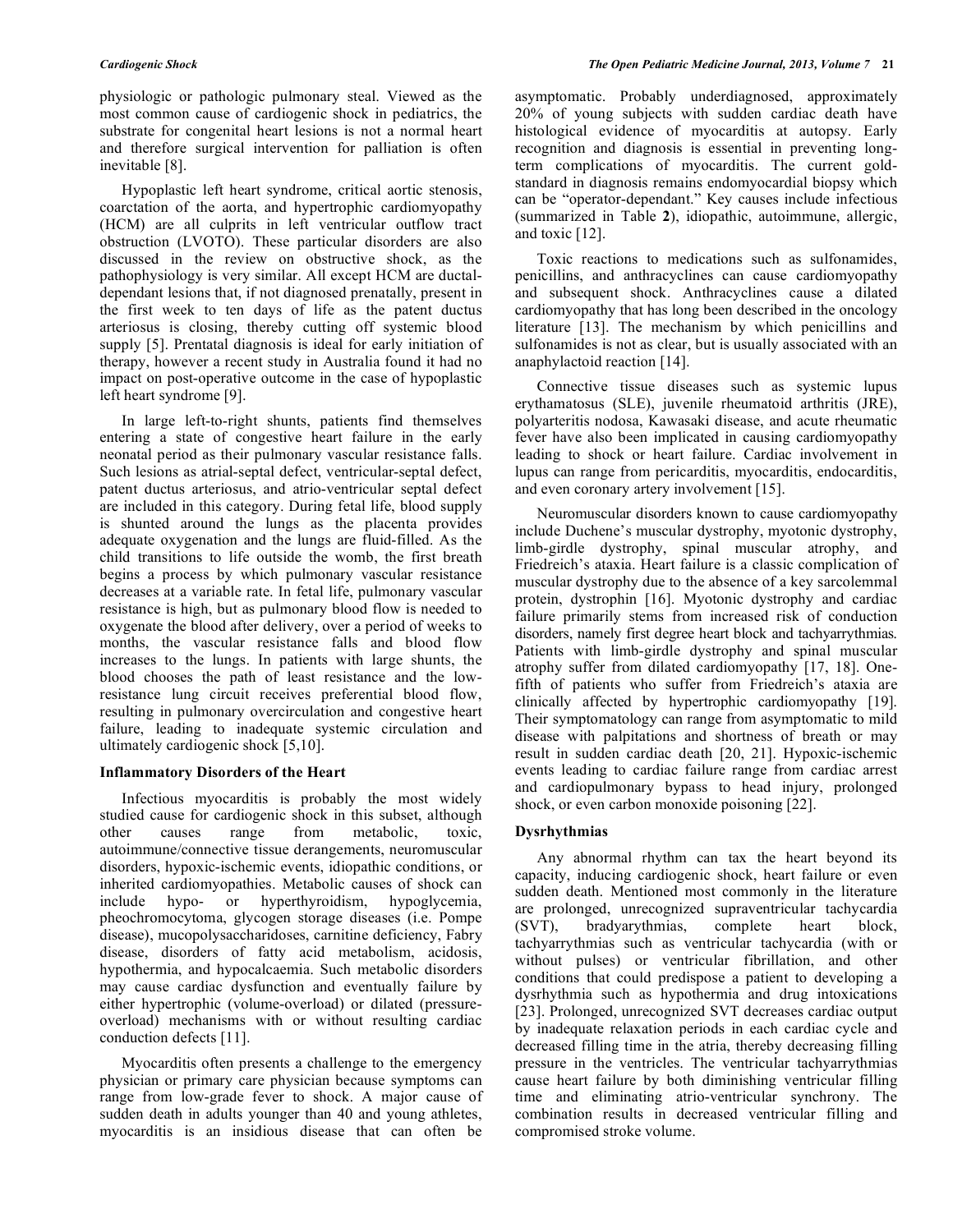physiologic or pathologic pulmonary steal. Viewed as the most common cause of cardiogenic shock in pediatrics, the substrate for congenital heart lesions is not a normal heart and therefore surgical intervention for palliation is often inevitable [8].

Hypoplastic left heart syndrome, critical aortic stenosis, coarctation of the aorta, and hypertrophic cardiomyopathy (HCM) are all culprits in left ventricular outflow tract obstruction (LVOTO). These particular disorders are also discussed in the review on obstructive shock, as the pathophysiology is very similar. All except HCM are ductal-dependant lesions that, if not diagnosed prenatally, present in the first week to ten days of life as the patent ductus arteriosus is closing, thereby cutting off systemic blood supply [5]. Prentatal diagnosis is ideal for early initiation of therapy, however a recent study in Australia found it had no impact on post-operative outcome in the case of hypoplastic left heart syndrome [9].

In large left-to-right shunts, patients find themselves entering a state of congestive heart failure in the early neonatal period as their pulmonary vascular resistance falls. Such lesions as atrial-septal defect, ventricular-septal defect, patent ductus arteriosus, and atrio-ventricular septal defect are included in this category. During fetal life, blood supply is shunted around the lungs as the placenta provides adequate oxygenation and the lungs are fluid-filled. As the child transitions to life outside the womb, the first breath begins a process by which pulmonary vascular resistance decreases at a variable rate. In fetal life, pulmonary vascular resistance is high, but as pulmonary blood flow is needed to oxygenate the blood after delivery, over a period of weeks to months, the vascular resistance falls and blood flow increases to the lungs. In patients with large shunts, the blood chooses the path of least resistance and the low-resistance lung circuit receives preferential blood flow, resulting in pulmonary overcirculation and congestive heart failure, leading to inadequate systemic circulation and ultimately cardiogenic shock [5,10].

### Inflammatory Disorders of the Heart

Infectious myocarditis is probably the most widely studied cause for cardiogenic shock in this subset, although other causes range from metabolic, toxic, autoimmune/connective tissue derangements, neuromuscular disorders, hypoxic-ischemic events, idiopathic conditions, or inherited cardiomyopathies. Metabolic causes of shock can include hypo- or hyperthyroidism, hypoglycemia, pheochromocytoma, glycogen storage diseases (i.e. Pompe disease), mucopolysaccharidoses, carnitine deficiency, Fabry disease, disorders of fatty acid metabolism, acidosis, hypothermia, and hypocalcaemia. Such metabolic disorders may cause cardiac dysfunction and eventually failure by either hypertrophic (volume-overload) or dilated (pressure-overload) mechanisms with or without resulting cardiac conduction defects [11].

Myocarditis often presents a challenge to the emergency physician or primary care physician because symptoms can range from low-grade fever to shock. A major cause of sudden death in adults younger than 40 and young athletes, myocarditis is an insidious disease that can often be asymptomatic. Probably underdiagnosed, approximately 20% of young subjects with sudden cardiac death have histological evidence of myocarditis at autopsy. Early recognition and diagnosis is essential in preventing long-term complications of myocarditis. The current gold-standard in diagnosis remains endomyocardial biopsy which can be "operator-dependant." Key causes include infectious (summarized in Table **2**), idiopathic, autoimmune, allergic, and toxic [12].

Toxic reactions to medications such as sulfonamides, penicillins, and anthracyclines can cause cardiomyopathy and subsequent shock. Anthracyclines cause a dilated cardiomyopathy that has long been described in the oncology literature [13]. The mechanism by which penicillins and sulfonamides is not as clear, but is usually associated with an anaphylactoid reaction [14].

Connective tissue diseases such as systemic lupus erythamatosus (SLE), juvenile rheumatoid arthritis (JRE), polyarteritis nodosa, Kawasaki disease, and acute rheumatic fever have also been implicated in causing cardiomyopathy leading to shock or heart failure. Cardiac involvement in lupus can range from pericarditis, myocarditis, endocarditis, and even coronary artery involvement [15].

Neuromuscular disorders known to cause cardiomyopathy include Duchene's muscular dystrophy, myotonic dystrophy, limb-girdle dystrophy, spinal muscular atrophy, and Friedreich's ataxia. Heart failure is a classic complication of muscular dystrophy due to the absence of a key sarcolemmal protein, dystrophin [16]. Myotonic dystrophy and cardiac failure primarily stems from increased risk of conduction disorders, namely first degree heart block and tachyarrythmias. Patients with limb-girdle dystrophy and spinal muscular atrophy suffer from dilated cardiomyopathy [17, 18]. One-fifth of patients who suffer from Friedreich's ataxia are clinically affected by hypertrophic cardiomyopathy [19]. Their symptomatology can range from asymptomatic to mild disease with palpitations and shortness of breath or may result in sudden cardiac death [20, 21]. Hypoxic-ischemic events leading to cardiac failure range from cardiac arrest and cardiopulmonary bypass to head injury, prolonged shock, or even carbon monoxide poisoning [22].

### Dysrhythmias

Any abnormal rhythm can tax the heart beyond its capacity, inducing cardiogenic shock, heart failure or even sudden death. Mentioned most commonly in the literature are prolonged, unrecognized supraventricular tachycardia (SVT), bradyarythmias, complete heart block, tachyarrythmias such as ventricular tachycardia (with or without pulses) or ventricular fibrillation, and other conditions that could predispose a patient to developing a dysrhythmia such as hypothermia and drug intoxications [23]. Prolonged, unrecognized SVT decreases cardiac output by inadequate relaxation periods in each cardiac cycle and decreased filling time in the atria, thereby decreasing filling pressure in the ventricles. The ventricular tachyarrythmias cause heart failure by both diminishing ventricular filling time and eliminating atrio-ventricular synchrony. The combination results in decreased ventricular filling and compromised stroke volume.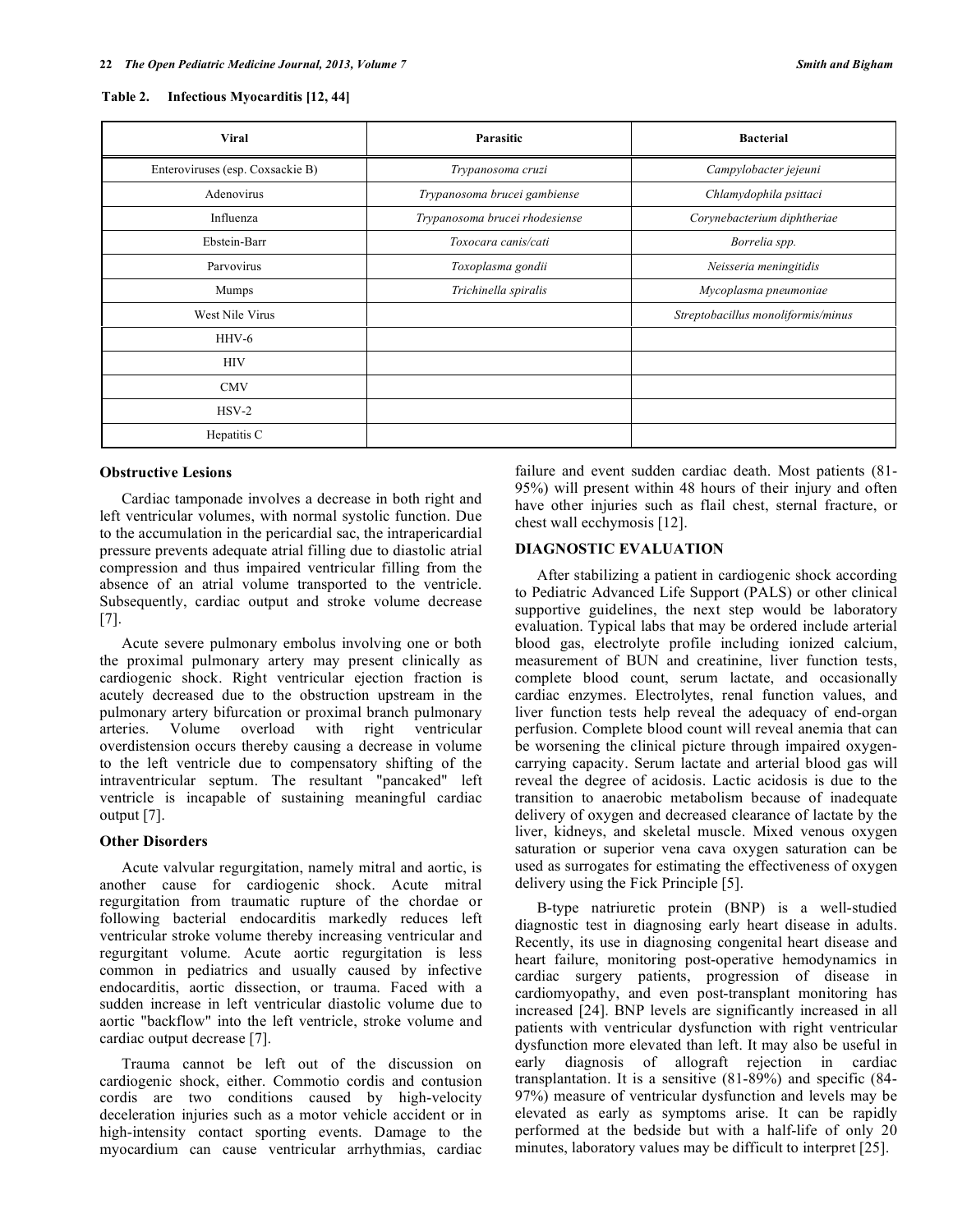**Table 2. Infectious Myocarditis [12, 44]**

| Viral | Parasitic | Bacterial |
|---|---|---|
| Enteroviruses (esp. Coxsackie B) | *Trypanosoma cruzi* | *Campylobacter jejeuni* |
| Adenovirus | *Trypanosoma brucei gambiense* | *Chlamydophila psittaci* |
| Influenza | *Trypanosoma brucei rhodesiense* | *Corynebacterium diphtheriae* |
| Ebstein-Barr | *Toxocara canis/cati* | *Borrelia spp.* |
| Parvovirus | *Toxoplasma gondii* | *Neisseria meningitidis* |
| Mumps | *Trichinella spiralis* | *Mycoplasma pneumoniae* |
| West Nile Virus | | *Streptobacillus moniliformis/minus* |
| HHV-6 | | |
| HIV | | |
| CMV | | |
| HSV-2 | | |
| Hepatitis C | | |

### Obstructive Lesions

Cardiac tamponade involves a decrease in both right and left ventricular volumes, with normal systolic function. Due to the accumulation in the pericardial sac, the intrapericardial pressure prevents adequate atrial filling due to diastolic atrial compression and thus impaired ventricular filling from the absence of an atrial volume transported to the ventricle. Subsequently, cardiac output and stroke volume decrease [7].

Acute severe pulmonary embolus involving one or both the proximal pulmonary artery may present clinically as cardiogenic shock. Right ventricular ejection fraction is acutely decreased due to the obstruction upstream in the pulmonary artery bifurcation or proximal branch pulmonary arteries. Volume overload with right ventricular overdistension occurs thereby causing a decrease in volume to the left ventricle due to compensatory shifting of the intraventricular septum. The resultant "pancaked" left ventricle is incapable of sustaining meaningful cardiac output [7].

### Other Disorders

Acute valvular regurgitation, namely mitral and aortic, is another cause for cardiogenic shock. Acute mitral regurgitation from traumatic rupture of the chordae or following bacterial endocarditis markedly reduces left ventricular stroke volume thereby increasing ventricular and regurgitant volume. Acute aortic regurgitation is less common in pediatrics and usually caused by infective endocarditis, aortic dissection, or trauma. Faced with a sudden increase in left ventricular diastolic volume due to aortic "backflow" into the left ventricle, stroke volume and cardiac output decrease [7].

Trauma cannot be left out of the discussion on cardiogenic shock, either. Commotio cordis and contusion cordis are two conditions caused by high-velocity deceleration injuries such as a motor vehicle accident or in high-intensity contact sporting events. Damage to the myocardium can cause ventricular arrhythmias, cardiac failure and event sudden cardiac death. Most patients (81-95%) will present within 48 hours of their injury and often have other injuries such as flail chest, sternal fracture, or chest wall ecchymosis [12].

## DIAGNOSTIC EVALUATION

After stabilizing a patient in cardiogenic shock according to Pediatric Advanced Life Support (PALS) or other clinical supportive guidelines, the next step would be laboratory evaluation. Typical labs that may be ordered include arterial blood gas, electrolyte profile including ionized calcium, measurement of BUN and creatinine, liver function tests, complete blood count, serum lactate, and occasionally cardiac enzymes. Electrolytes, renal function values, and liver function tests help reveal the adequacy of end-organ perfusion. Complete blood count will reveal anemia that can be worsening the clinical picture through impaired oxygen-carrying capacity. Serum lactate and arterial blood gas will reveal the degree of acidosis. Lactic acidosis is due to the transition to anaerobic metabolism because of inadequate delivery of oxygen and decreased clearance of lactate by the liver, kidneys, and skeletal muscle. Mixed venous oxygen saturation or superior vena cava oxygen saturation can be used as surrogates for estimating the effectiveness of oxygen delivery using the Fick Principle [5].

B-type natriuretic protein (BNP) is a well-studied diagnostic test in diagnosing early heart disease in adults. Recently, its use in diagnosing congenital heart disease and heart failure, monitoring post-operative hemodynamics in cardiac surgery patients, progression of disease in cardiomyopathy, and even post-transplant monitoring has increased [24]. BNP levels are significantly increased in all patients with ventricular dysfunction with right ventricular dysfunction more elevated than left. It may also be useful in early diagnosis of allograft rejection in cardiac transplantation. It is a sensitive (81-89%) and specific (84-97%) measure of ventricular dysfunction and levels may be elevated as early as symptoms arise. It can be rapidly performed at the bedside but with a half-life of only 20 minutes, laboratory values may be difficult to interpret [25].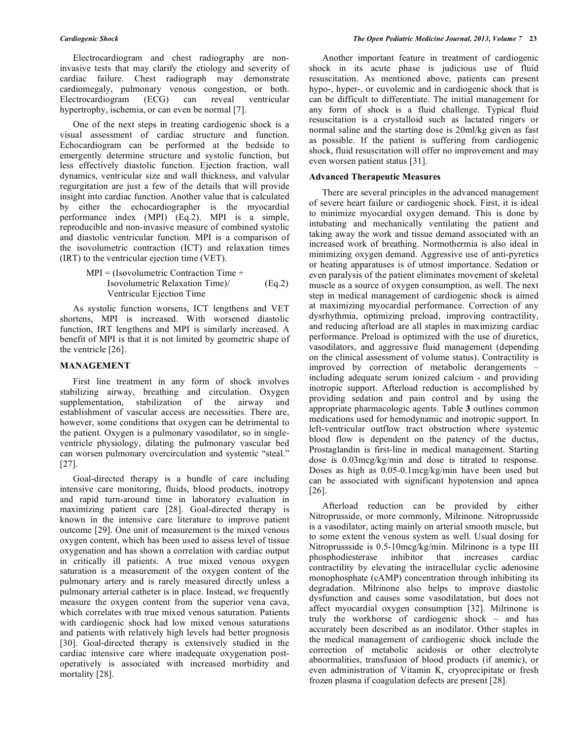Electrocardiogram and chest radiography are non-invasive tests that may clarify the etiology and severity of cardiac failure. Chest radiograph may demonstrate cardiomegaly, pulmonary venous congestion, or both. Electrocardiogram (ECG) can reveal ventricular hypertrophy, ischemia, or can even be normal [7].

One of the next steps in treating cardiogenic shock is a visual assessment of cardiac structure and function. Echocardiogram can be performed at the bedside to emergently determine structure and systolic function, but less effectively diastolic function. Ejection fraction, wall dynamics, ventricular size and wall thickness, and valvular regurgitation are just a few of the details that will provide insight into cardiac function. Another value that is calculated by either the echocardiographer is the myocardial performance index (MPI) (Eq.2). MPI is a simple, reproducible and non-invasive measure of combined systolic and diastolic ventricular function. MPI is a comparison of the isovolumetric contraction (ICT) and relaxation times (IRT) to the ventricular ejection time (VET).

$$\text{MPI} = (\text{Isovolumetric Contraction Time} + \text{Isovolumetric Relaxation Time}) / \text{Ventricular Ejection Time} \quad \text{(Eq.2)}$$

As systolic function worsens, ICT lengthens and VET shortens, MPI is increased. With worsened diastolic function, IRT lengthens and MPI is similarly increased. A benefit of MPI is that it is not limited by geometric shape of the ventricle [26].

## MANAGEMENT

First line treatment in any form of shock involves stabilizing airway, breathing and circulation. Oxygen supplementation, stabilization of the airway and establishment of vascular access are necessities. There are, however, some conditions that oxygen can be detrimental to the patient. Oxygen is a pulmonary vasodilator, so in single-ventricle physiology, dilating the pulmonary vascular bed can worsen pulmonary overcirculation and systemic "steal." [27].

Goal-directed therapy is a bundle of care including intensive care monitoring, fluids, blood products, inotropy and rapid turn-around time in laboratory evaluation in maximizing patient care [28]. Goal-directed therapy is known in the intensive care literature to improve patient outcome [29]. One unit of measurement is the mixed venous oxygen content, which has been used to assess level of tissue oxygenation and has shown a correlation with cardiac output in critically ill patients. A true mixed venous oxygen saturation is a measurement of the oxygen content of the pulmonary artery and is rarely measured directly unless a pulmonary arterial catheter is in place. Instead, we frequently measure the oxygen content from the superior vena cava, which correlates with true mixed venous saturation. Patients with cardiogenic shock had low mixed venous saturations and patients with relatively high levels had better prognosis [30]. Goal-directed therapy is extensively studied in the cardiac intensive care where inadequate oxygenation post-operatively is associated with increased morbidity and mortality [28].

Another important feature in treatment of cardiogenic shock in its acute phase is judicious use of fluid resuscitation. As mentioned above, patients can present hypo-, hyper-, or euvolemic and in cardiogenic shock that is can be difficult to differentiate. The initial management for any form of shock is a fluid challenge. Typical fluid resuscitation is a crystalloid such as lactated ringers or normal saline and the starting dose is 20ml/kg given as fast as possible. If the patient is suffering from cardiogenic shock, fluid resuscitation will offer no improvement and may even worsen patient status [31].

### Advanced Therapeutic Measures

There are several principles in the advanced management of severe heart failure or cardiogenic shock. First, it is ideal to minimize myocardial oxygen demand. This is done by intubating and mechanically ventilating the patient and taking away the work and tissue demand associated with an increased work of breathing. Normothermia is also ideal in minimizing oxygen demand. Aggressive use of anti-pyretics or heating apparatuses is of utmost importance. Sedation or even paralysis of the patient eliminates movement of skeletal muscle as a source of oxygen consumption, as well. The next step in medical management of cardiogenic shock is aimed at maximizing myocardial performance. Correction of any dysrhythmia, optimizing preload, improving contractility, and reducing afterload are all staples in maximizing cardiac performance. Preload is optimized with the use of diuretics, vasodilators, and aggressive fluid management (depending on the clinical assessment of volume status). Contractility is improved by correction of metabolic derangements – including adequate serum ionized calcium - and providing inotropic support. Afterload reduction is accomplished by providing sedation and pain control and by using the appropriate pharmacologic agents. Table **3** outlines common medications used for hemodynamic and inotropic support. In left-ventricular outflow tract obstruction where systemic blood flow is dependent on the patency of the ductus, Prostaglandin is first-line in medical management. Starting dose is 0.03mcg/kg/min and dose is titrated to response. Doses as high as 0.05-0.1mcg/kg/min have been used but can be associated with significant hypotension and apnea [26].

Afterload reduction can be provided by either Nitroprusside, or more commonly, Milrinone. Nitroprusside is a vasodilator, acting mainly on arterial smooth muscle, but to some extent the venous system as well. Usual dosing for Nitroprussside is 0.5-10mcg/kg/min. Milrinone is a type III phosphodiesterase inhibitor that increases cardiac contractility by elevating the intracellular cyclic adenosine monophosphate (cAMP) concentration through inhibiting its degradation. Milrinone also helps to improve diastolic dysfunction and causes some vasodilatation, but does not affect myocardial oxygen consumption [32]. Milrinone is truly the workhorse of cardiogenic shock – and has accurately been described as an inodilator. Other staples in the medical management of cardiogenic shock include the correction of metabolic acidosis or other electrolyte abnormalities, transfusion of blood products (if anemic), or even administration of Vitamin K, cryoprecipitate or fresh frozen plasma if coagulation defects are present [28].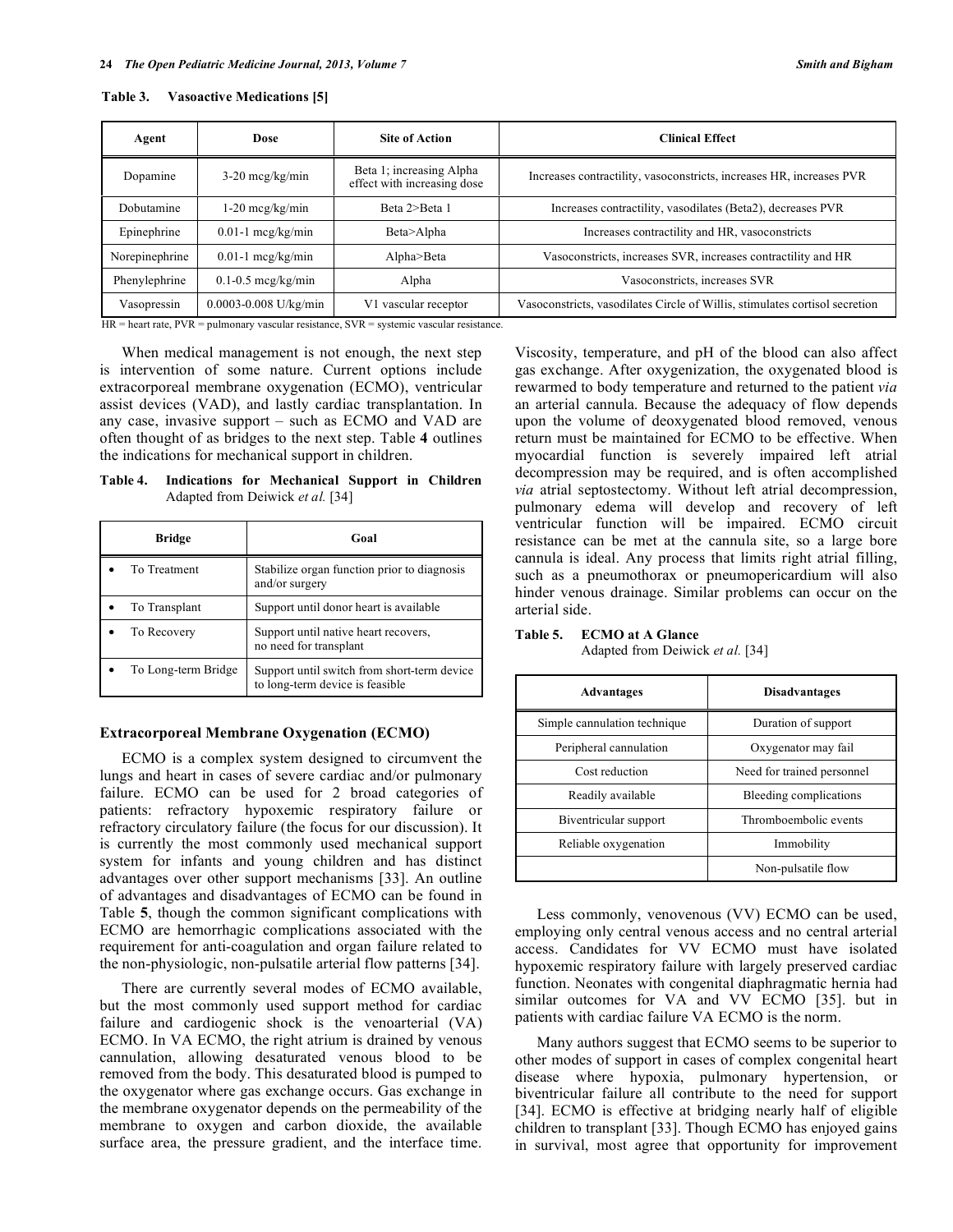**Table 3. Vasoactive Medications [5]**

| Agent | Dose | Site of Action | Clinical Effect |
|---|---|---|---|
| Dopamine | 3-20 mcg/kg/min | Beta 1; increasing Alpha effect with increasing dose | Increases contractility, vasoconstricts, increases HR, increases PVR |
| Dobutamine | 1-20 mcg/kg/min | Beta 2>Beta 1 | Increases contractility, vasodilates (Beta2), decreases PVR |
| Epinephrine | 0.01-1 mcg/kg/min | Beta>Alpha | Increases contractility and HR, vasoconstricts |
| Norepinephrine | 0.01-1 mcg/kg/min | Alpha>Beta | Vasoconstricts, increases SVR, increases contractility and HR |
| Phenylephrine | 0.1-0.5 mcg/kg/min | Alpha | Vasoconstricts, increases SVR |
| Vasopressin | 0.0003-0.008 U/kg/min | V1 vascular receptor | Vasoconstricts, vasodilates Circle of Willis, stimulates cortisol secretion |

HR = heart rate, PVR = pulmonary vascular resistance, SVR = systemic vascular resistance.

When medical management is not enough, the next step is intervention of some nature. Current options include extracorporeal membrane oxygenation (ECMO), ventricular assist devices (VAD), and lastly cardiac transplantation. In any case, invasive support – such as ECMO and VAD are often thought of as bridges to the next step. Table **4** outlines the indications for mechanical support in children.

**Table 4. Indications for Mechanical Support in Children** Adapted from Deiwick *et al.* [34]

| Bridge | Goal |
|---|---|
| • To Treatment | Stabilize organ function prior to diagnosis and/or surgery |
| • To Transplant | Support until donor heart is available |
| • To Recovery | Support until native heart recovers, no need for transplant |
| • To Long-term Bridge | Support until switch from short-term device to long-term device is feasible |

### Extracorporeal Membrane Oxygenation (ECMO)

ECMO is a complex system designed to circumvent the lungs and heart in cases of severe cardiac and/or pulmonary failure. ECMO can be used for 2 broad categories of patients: refractory hypoxemic respiratory failure or refractory circulatory failure (the focus for our discussion). It is currently the most commonly used mechanical support system for infants and young children and has distinct advantages over other support mechanisms [33]. An outline of advantages and disadvantages of ECMO can be found in Table **5**, though the common significant complications with ECMO are hemorrhagic complications associated with the requirement for anti-coagulation and organ failure related to the non-physiologic, non-pulsatile arterial flow patterns [34].

There are currently several modes of ECMO available, but the most commonly used support method for cardiac failure and cardiogenic shock is the venoarterial (VA) ECMO. In VA ECMO, the right atrium is drained by venous cannulation, allowing desaturated venous blood to be removed from the body. This desaturated blood is pumped to the oxygenator where gas exchange occurs. Gas exchange in the membrane oxygenator depends on the permeability of the membrane to oxygen and carbon dioxide, the available surface area, the pressure gradient, and the interface time. Viscosity, temperature, and pH of the blood can also affect gas exchange. After oxygenization, the oxygenated blood is rewarmed to body temperature and returned to the patient *via* an arterial cannula. Because the adequacy of flow depends upon the volume of deoxygenated blood removed, venous return must be maintained for ECMO to be effective. When myocardial function is severely impaired left atrial decompression may be required, and is often accomplished *via* atrial septostectomy. Without left atrial decompression, pulmonary edema will develop and recovery of left ventricular function will be impaired. ECMO circuit resistance can be met at the cannula site, so a large bore cannula is ideal. Any process that limits right atrial filling, such as a pneumothorax or pneumopericardium will also hinder venous drainage. Similar problems can occur on the arterial side.

**Table 5. ECMO at A Glance** Adapted from Deiwick *et al.* [34]

| Advantages | Disadvantages |
|---|---|
| Simple cannulation technique | Duration of support |
| Peripheral cannulation | Oxygenator may fail |
| Cost reduction | Need for trained personnel |
| Readily available | Bleeding complications |
| Biventricular support | Thromboembolic events |
| Reliable oxygenation | Immobility |
| | Non-pulsatile flow |

Less commonly, venovenous (VV) ECMO can be used, employing only central venous access and no central arterial access. Candidates for VV ECMO must have isolated hypoxemic respiratory failure with largely preserved cardiac function. Neonates with congenital diaphragmatic hernia had similar outcomes for VA and VV ECMO [35]. but in patients with cardiac failure VA ECMO is the norm.

Many authors suggest that ECMO seems to be superior to other modes of support in cases of complex congenital heart disease where hypoxia, pulmonary hypertension, or biventricular failure all contribute to the need for support [34]. ECMO is effective at bridging nearly half of eligible children to transplant [33]. Though ECMO has enjoyed gains in survival, most agree that opportunity for improvement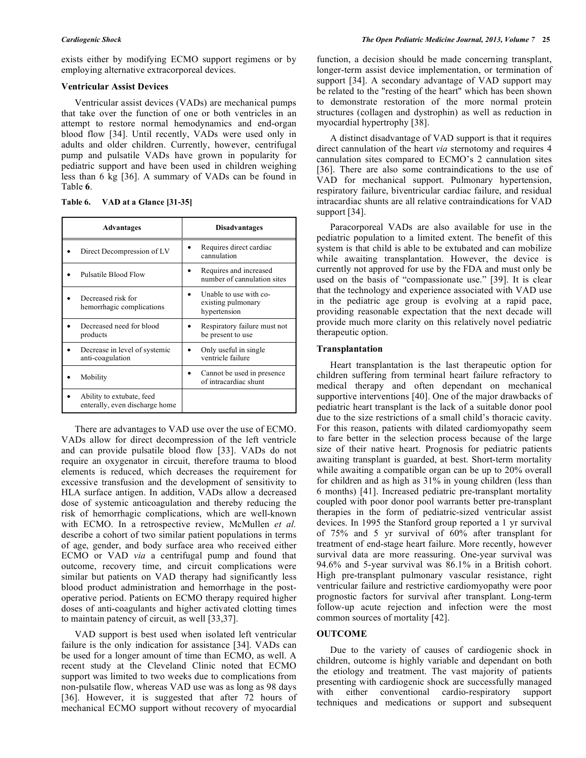exists either by modifying ECMO support regimens or by employing alternative extracorporeal devices.

### Ventricular Assist Devices

Ventricular assist devices (VADs) are mechanical pumps that take over the function of one or both ventricles in an attempt to restore normal hemodynamics and end-organ blood flow [34]. Until recently, VADs were used only in adults and older children. Currently, however, centrifugal pump and pulsatile VADs have grown in popularity for pediatric support and have been used in children weighing less than 6 kg [36]. A summary of VADs can be found in Table **6**.

**Table 6. VAD at a Glance [31-35]**

| Advantages | Disadvantages |
|---|---|
| • Direct Decompression of LV | • Requires direct cardiac cannulation |
| • Pulsatile Blood Flow | • Requires and increased number of cannulation sites |
| • Decreased risk for hemorrhagic complications | • Unable to use with co-existing pulmonary hypertension |
| • Decreased need for blood products | • Respiratory failure must not be present to use |
| • Decrease in level of systemic anti-coagulation | • Only useful in single ventricle failure |
| • Mobility | • Cannot be used in presence of intracardiac shunt |
| • Ability to extubate, feed enterally, even discharge home | |

There are advantages to VAD use over the use of ECMO. VADs allow for direct decompression of the left ventricle and can provide pulsatile blood flow [33]. VADs do not require an oxygenator in circuit, therefore trauma to blood elements is reduced, which decreases the requirement for excessive transfusion and the development of sensitivity to HLA surface antigen. In addition, VADs allow a decreased dose of systemic anticoagulation and thereby reducing the risk of hemorrhagic complications, which are well-known with ECMO. In a retrospective review, McMullen *et al.* describe a cohort of two similar patient populations in terms of age, gender, and body surface area who received either ECMO or VAD *via* a centrifugal pump and found that outcome, recovery time, and circuit complications were similar but patients on VAD therapy had significantly less blood product administration and hemorrhage in the post-operative period. Patients on ECMO therapy required higher doses of anti-coagulants and higher activated clotting times to maintain patency of circuit, as well [33,37].

VAD support is best used when isolated left ventricular failure is the only indication for assistance [34]. VADs can be used for a longer amount of time than ECMO, as well. A recent study at the Cleveland Clinic noted that ECMO support was limited to two weeks due to complications from non-pulsatile flow, whereas VAD use was as long as 98 days [36]. However, it is suggested that after 72 hours of mechanical ECMO support without recovery of myocardial function, a decision should be made concerning transplant, longer-term assist device implementation, or termination of support [34]. A secondary advantage of VAD support may be related to the "resting of the heart" which has been shown to demonstrate restoration of the more normal protein structures (collagen and dystrophin) as well as reduction in myocardial hypertrophy [38].

A distinct disadvantage of VAD support is that it requires direct cannulation of the heart *via* sternotomy and requires 4 cannulation sites compared to ECMO's 2 cannulation sites [36]. There are also some contraindications to the use of VAD for mechanical support. Pulmonary hypertension, respiratory failure, biventricular cardiac failure, and residual intracardiac shunts are all relative contraindications for VAD support [34].

Paracorporeal VADs are also available for use in the pediatric population to a limited extent. The benefit of this system is that child is able to be extubated and can mobilize while awaiting transplantation. However, the device is currently not approved for use by the FDA and must only be used on the basis of "compassionate use." [39]. It is clear that the technology and experience associated with VAD use in the pediatric age group is evolving at a rapid pace, providing reasonable expectation that the next decade will provide much more clarity on this relatively novel pediatric therapeutic option.

### Transplantation

Heart transplantation is the last therapeutic option for children suffering from terminal heart failure refractory to medical therapy and often dependant on mechanical supportive interventions [40]. One of the major drawbacks of pediatric heart transplant is the lack of a suitable donor pool due to the size restrictions of a small child's thoracic cavity. For this reason, patients with dilated cardiomyopathy seem to fare better in the selection process because of the large size of their native heart. Prognosis for pediatric patients awaiting transplant is guarded, at best. Short-term mortality while awaiting a compatible organ can be up to 20% overall for children and as high as 31% in young children (less than 6 months) [41]. Increased pediatric pre-transplant mortality coupled with poor donor pool warrants better pre-transplant therapies in the form of pediatric-sized ventricular assist devices. In 1995 the Stanford group reported a 1 yr survival of 75% and 5 yr survival of 60% after transplant for treatment of end-stage heart failure. More recently, however survival data are more reassuring. One-year survival was 94.6% and 5-year survival was 86.1% in a British cohort. High pre-transplant pulmonary vascular resistance, right ventricular failure and restrictive cardiomyopathy were poor prognostic factors for survival after transplant. Long-term follow-up acute rejection and infection were the most common sources of mortality [42].

## OUTCOME

Due to the variety of causes of cardiogenic shock in children, outcome is highly variable and dependant on both the etiology and treatment. The vast majority of patients presenting with cardiogenic shock are successfully managed with either conventional cardio-respiratory support techniques and medications or support and subsequent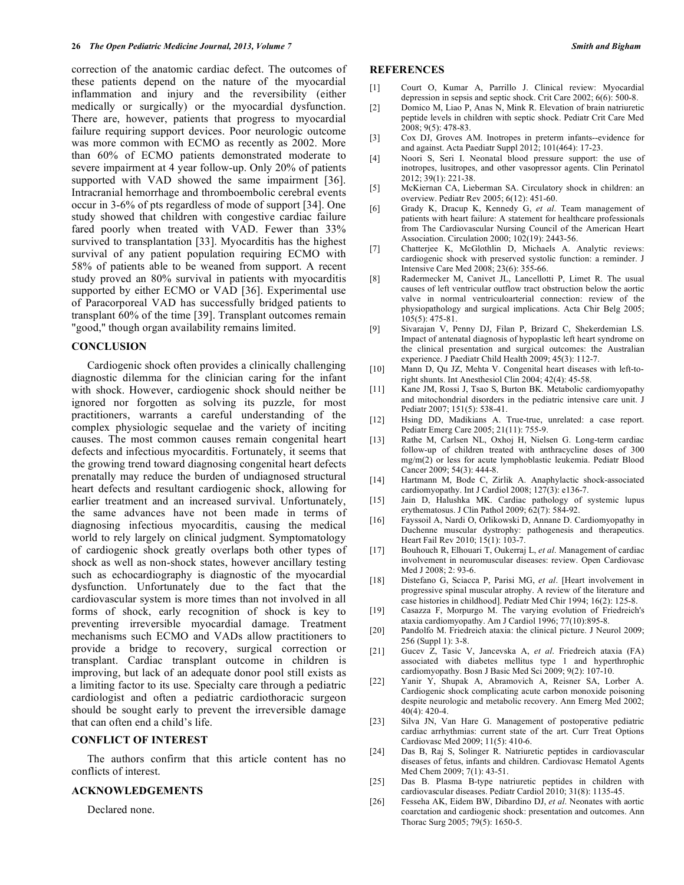correction of the anatomic cardiac defect. The outcomes of these patients depend on the nature of the myocardial inflammation and injury and the reversibility (either medically or surgically) or the myocardial dysfunction. There are, however, patients that progress to myocardial failure requiring support devices. Poor neurologic outcome was more common with ECMO as recently as 2002. More than 60% of ECMO patients demonstrated moderate to severe impairment at 4 year follow-up. Only 20% of patients supported with VAD showed the same impairment [36]. Intracranial hemorrhage and thromboembolic cerebral events occur in 3-6% of pts regardless of mode of support [34]. One study showed that children with congestive cardiac failure fared poorly when treated with VAD. Fewer than 33% survived to transplantation [33]. Myocarditis has the highest survival of any patient population requiring ECMO with 58% of patients able to be weaned from support. A recent study proved an 80% survival in patients with myocarditis supported by either ECMO or VAD [36]. Experimental use of Paracorporeal VAD has successfully bridged patients to transplant 60% of the time [39]. Transplant outcomes remain "good," though organ availability remains limited.

## CONCLUSION

Cardiogenic shock often provides a clinically challenging diagnostic dilemma for the clinician caring for the infant with shock. However, cardiogenic shock should neither be ignored nor forgotten as solving its puzzle, for most practitioners, warrants a careful understanding of the complex physiologic sequelae and the variety of inciting causes. The most common causes remain congenital heart defects and infectious myocarditis. Fortunately, it seems that the growing trend toward diagnosing congenital heart defects prenatally may reduce the burden of undiagnosed structural heart defects and resultant cardiogenic shock, allowing for earlier treatment and an increased survival. Unfortunately, the same advances have not been made in terms of diagnosing infectious myocarditis, causing the medical world to rely largely on clinical judgment. Symptomatology of cardiogenic shock greatly overlaps both other types of shock as well as non-shock states, however ancillary testing such as echocardiography is diagnostic of the myocardial dysfunction. Unfortunately due to the fact that the cardiovascular system is more times than not involved in all forms of shock, early recognition of shock is key to preventing irreversible myocardial damage. Treatment mechanisms such ECMO and VADs allow practitioners to provide a bridge to recovery, surgical correction or transplant. Cardiac transplant outcome in children is improving, but lack of an adequate donor pool still exists as a limiting factor to its use. Specialty care through a pediatric cardiologist and often a pediatric cardiothoracic surgeon should be sought early to prevent the irreversible damage that can often end a child's life.

## CONFLICT OF INTEREST

The authors confirm that this article content has no conflicts of interest.

## ACKNOWLEDGEMENTS

Declared none.

## REFERENCES

[1] Court O, Kumar A, Parrillo J. Clinical review: Myocardial depression in sepsis and septic shock. Crit Care 2002; 6(6): 500-8.

[2] Domico M, Liao P, Anas N, Mink R. Elevation of brain natriuretic peptide levels in children with septic shock. Pediatr Crit Care Med 2008; 9(5): 478-83.

[3] Cox DJ, Groves AM. Inotropes in preterm infants--evidence for and against. Acta Paediatr Suppl 2012; 101(464): 17-23.

[4] Noori S, Seri I. Neonatal blood pressure support: the use of inotropes, lusitropes, and other vasopressor agents. Clin Perinatol 2012; 39(1): 221-38.

[5] McKiernan CA, Lieberman SA. Circulatory shock in children: an overview. Pediatr Rev 2005; 6(12): 451-60.

[6] Grady K, Dracup K, Kennedy G, *et al*. Team management of patients with heart failure: A statement for healthcare professionals from The Cardiovascular Nursing Council of the American Heart Association. Circulation 2000; 102(19): 2443-56.

[7] Chatterjee K, McGlothlin D, Michaels A. Analytic reviews: cardiogenic shock with preserved systolic function: a reminder. J Intensive Care Med 2008; 23(6): 355-66.

[8] Radermecker M, Canivet JL, Lancellotti P, Limet R. The usual causes of left ventricular outflow tract obstruction below the aortic valve in normal ventriculoarterial connection: review of the physiopathology and surgical implications. Acta Chir Belg 2005; 105(5): 475-81.

[9] Sivarajan V, Penny DJ, Filan P, Brizard C, Shekerdemian LS. Impact of antenatal diagnosis of hypoplastic left heart syndrome on the clinical presentation and surgical outcomes: the Australian experience. J Paediatr Child Health 2009; 45(3): 112-7.

[10] Mann D, Qu JZ, Mehta V. Congenital heart diseases with left-to-right shunts. Int Anesthesiol Clin 2004; 42(4): 45-58.

[11] Kane JM, Rossi J, Tsao S, Burton BK. Metabolic cardiomyopathy and mitochondrial disorders in the pediatric intensive care unit. J Pediatr 2007; 151(5): 538-41.

[12] Hsing DD, Madikians A. True-true, unrelated: a case report. Pediatr Emerg Care 2005; 21(11): 755-9.

[13] Rathe M, Carlsen NL, Oxhoj H, Nielsen G. Long-term cardiac follow-up of children treated with anthracycline doses of 300 mg/m(2) or less for acute lymphoblastic leukemia. Pediatr Blood Cancer 2009; 54(3): 444-8.

[14] Hartmann M, Bode C, Zirlik A. Anaphylactic shock-associated cardiomyopathy. Int J Cardiol 2008; 127(3): e136-7.

[15] Jain D, Halushka MK. Cardiac pathology of systemic lupus erythematosus. J Clin Pathol 2009; 62(7): 584-92.

[16] Fayssoil A, Nardi O, Orlikowski D, Annane D. Cardiomyopathy in Duchenne muscular dystrophy: pathogenesis and therapeutics. Heart Fail Rev 2010; 15(1): 103-7.

[17] Bouhouch R, Elhouari T, Oukerraj L, *et al*. Management of cardiac involvement in neuromuscular diseases: review. Open Cardiovasc Med J 2008; 2: 93-6.

[18] Distefano G, Sciacca P, Parisi MG, *et al*. [Heart involvement in progressive spinal muscular atrophy. A review of the literature and case histories in childhood]. Pediatr Med Chir 1994; 16(2): 125-8.

[19] Casazza F, Morpurgo M. The varying evolution of Friedreich's ataxia cardiomyopathy. Am J Cardiol 1996; 77(10):895-8.

[20] Pandolfo M. Friedreich ataxia: the clinical picture. J Neurol 2009; 256 (Suppl 1): 3-8.

[21] Gucev Z, Tasic V, Jancevska A, *et al*. Friedreich ataxia (FA) associated with diabetes mellitus type 1 and hyperthrophic cardiomyopathy. Bosn J Basic Med Sci 2009; 9(2): 107-10.

[22] Yanir Y, Shupak A, Abramovich A, Reisner SA, Lorber A. Cardiogenic shock complicating acute carbon monoxide poisoning despite neurologic and metabolic recovery. Ann Emerg Med 2002; 40(4): 420-4.

[23] Silva JN, Van Hare G. Management of postoperative pediatric cardiac arrhythmias: current state of the art. Curr Treat Options Cardiovasc Med 2009; 11(5): 410-6.

[24] Das B, Raj S, Solinger R. Natriuretic peptides in cardiovascular diseases of fetus, infants and children. Cardiovasc Hematol Agents Med Chem 2009; 7(1): 43-51.

[25] Das B. Plasma B-type natriuretic peptides in children with cardiovascular diseases. Pediatr Cardiol 2010; 31(8): 1135-45.

[26] Fesseha AK, Eidem BW, Dibardino DJ, *et al*. Neonates with aortic coarctation and cardiogenic shock: presentation and outcomes. Ann Thorac Surg 2005; 79(5): 1650-5.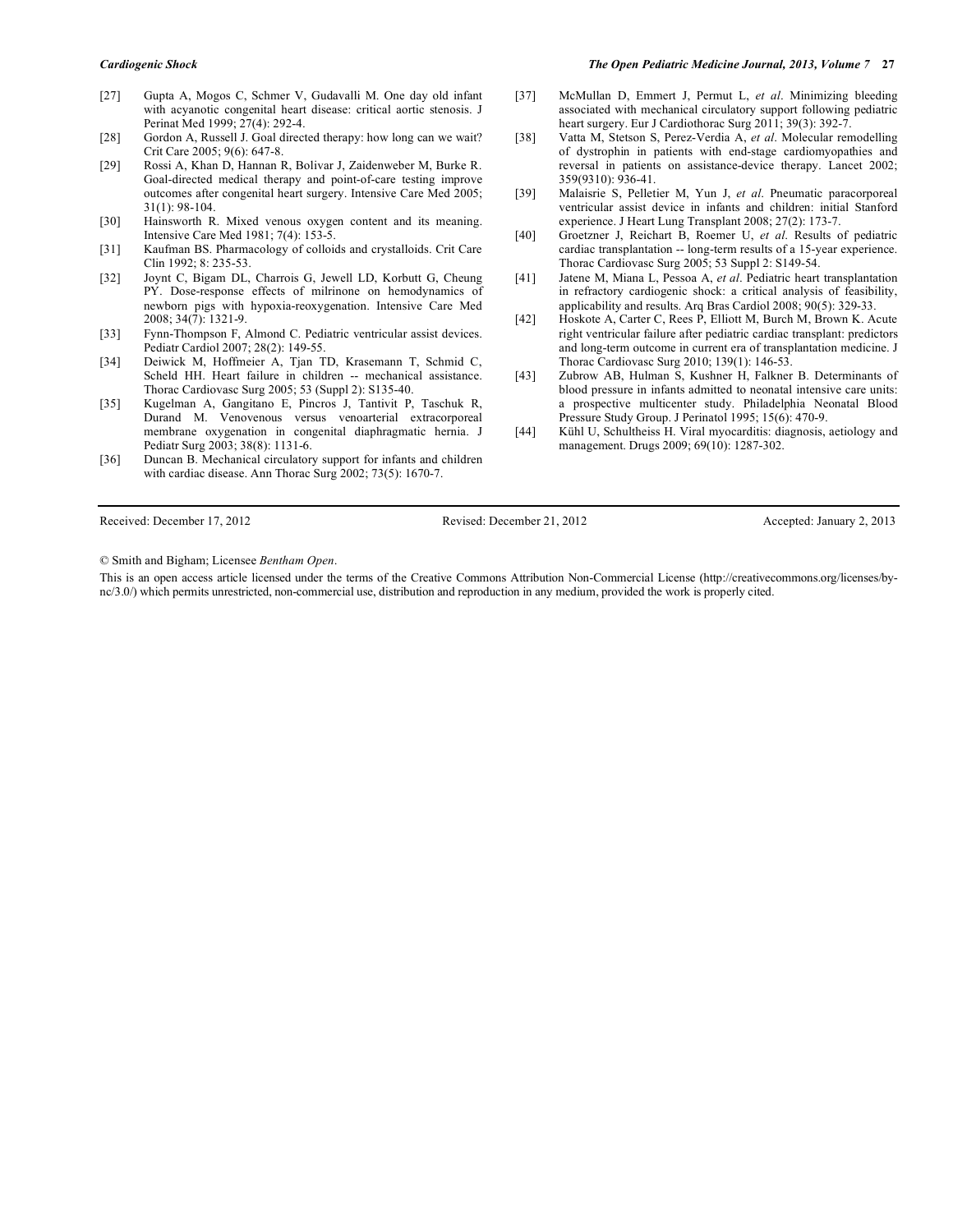[27] Gupta A, Mogos C, Schmer V, Gudavalli M. One day old infant with acyanotic congenital heart disease: critical aortic stenosis. J Perinat Med 1999; 27(4): 292-4.

[28] Gordon A, Russell J. Goal directed therapy: how long can we wait? Crit Care 2005; 9(6): 647-8.

[29] Rossi A, Khan D, Hannan R, Bolivar J, Zaidenweber M, Burke R. Goal-directed medical therapy and point-of-care testing improve outcomes after congenital heart surgery. Intensive Care Med 2005; 31(1): 98-104.

[30] Hainsworth R. Mixed venous oxygen content and its meaning. Intensive Care Med 1981; 7(4): 153-5.

[31] Kaufman BS. Pharmacology of colloids and crystalloids. Crit Care Clin 1992; 8: 235-53.

[32] Joynt C, Bigam DL, Charrois G, Jewell LD, Korbutt G, Cheung PY. Dose-response effects of milrinone on hemodynamics of newborn pigs with hypoxia-reoxygenation. Intensive Care Med 2008; 34(7): 1321-9.

[33] Fynn-Thompson F, Almond C. Pediatric ventricular assist devices. Pediatr Cardiol 2007; 28(2): 149-55.

[34] Deiwick M, Hoffmeier A, Tjan TD, Krasemann T, Schmid C, Scheld HH. Heart failure in children -- mechanical assistance. Thorac Cardiovasc Surg 2005; 53 (Suppl 2): S135-40.

[35] Kugelman A, Gangitano E, Pincros J, Tantivit P, Taschuk R, Durand M. Venovenous versus venoarterial extracorporeal membrane oxygenation in congenital diaphragmatic hernia. J Pediatr Surg 2003; 38(8): 1131-6.

[36] Duncan B. Mechanical circulatory support for infants and children with cardiac disease. Ann Thorac Surg 2002; 73(5): 1670-7.

[37] McMullan D, Emmert J, Permut L, *et al*. Minimizing bleeding associated with mechanical circulatory support following pediatric heart surgery. Eur J Cardiothorac Surg 2011; 39(3): 392-7.

[38] Vatta M, Stetson S, Perez-Verdia A, *et al*. Molecular remodelling of dystrophin in patients with end-stage cardiomyopathies and reversal in patients on assistance-device therapy. Lancet 2002; 359(9310): 936-41.

[39] Malaisrie S, Pelletier M, Yun J, *et al*. Pneumatic paracorporeal ventricular assist device in infants and children: initial Stanford experience. J Heart Lung Transplant 2008; 27(2): 173-7.

[40] Groetzner J, Reichart B, Roemer U, *et al*. Results of pediatric cardiac transplantation -- long-term results of a 15-year experience. Thorac Cardiovasc Surg 2005; 53 Suppl 2: S149-54.

[41] Jatene M, Miana L, Pessoa A, *et al*. Pediatric heart transplantation in refractory cardiogenic shock: a critical analysis of feasibility, applicability and results. Arq Bras Cardiol 2008; 90(5): 329-33.

[42] Hoskote A, Carter C, Rees P, Elliott M, Burch M, Brown K. Acute right ventricular failure after pediatric cardiac transplant: predictors and long-term outcome in current era of transplantation medicine. J Thorac Cardiovasc Surg 2010; 139(1): 146-53.

[43] Zubrow AB, Hulman S, Kushner H, Falkner B. Determinants of blood pressure in infants admitted to neonatal intensive care units: a prospective multicenter study. Philadelphia Neonatal Blood Pressure Study Group. J Perinatol 1995; 15(6): 470-9.

[44] Kühl U, Schultheiss H. Viral myocarditis: diagnosis, aetiology and management. Drugs 2009; 69(10): 1287-302.

Received: December 17, 2012 Revised: December 21, 2012 Accepted: January 2, 2013

© Smith and Bigham; Licensee *Bentham Open*.

This is an open access article licensed under the terms of the Creative Commons Attribution Non-Commercial License (http://creativecommons.org/licenses/by-nc/3.0/) which permits unrestricted, non-commercial use, distribution and reproduction in any medium, provided the work is properly cited.